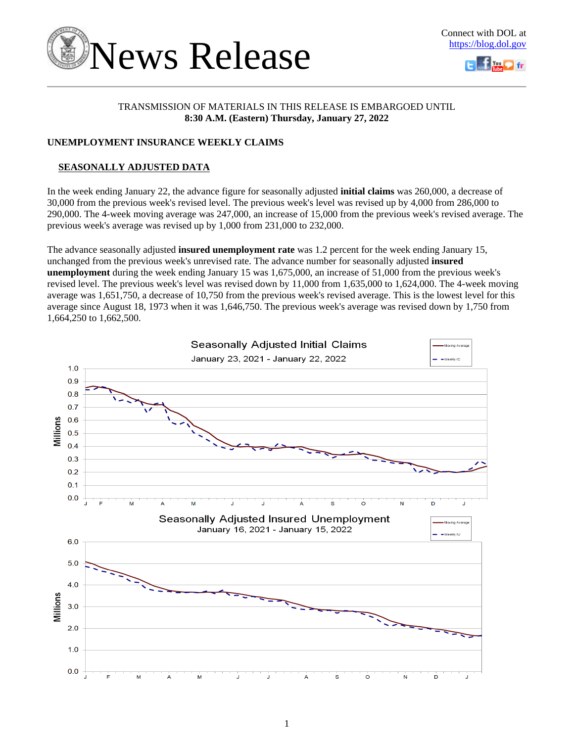# News Release

Connect with DOL at https://blog.dol.gov

TRANSMISSION OF MATERIALS IN THIS RELEASE IS EMBARGOED UNTIL
**8:30 A.M. (Eastern) Thursday, January 27, 2022**

## UNEMPLOYMENT INSURANCE WEEKLY CLAIMS

### SEASONALLY ADJUSTED DATA

In the week ending January 22, the advance figure for seasonally adjusted **initial claims** was 260,000, a decrease of 30,000 from the previous week's revised level. The previous week's level was revised up by 4,000 from 286,000 to 290,000. The 4-week moving average was 247,000, an increase of 15,000 from the previous week's revised average. The previous week's average was revised up by 1,000 from 231,000 to 232,000.

The advance seasonally adjusted **insured unemployment rate** was 1.2 percent for the week ending January 15, unchanged from the previous week's unrevised rate. The advance number for seasonally adjusted **insured unemployment** during the week ending January 15 was 1,675,000, an increase of 51,000 from the previous week's revised level. The previous week's level was revised down by 11,000 from 1,635,000 to 1,624,000. The 4-week moving average was 1,651,750, a decrease of 10,750 from the previous week's revised average. This is the lowest level for this average since August 18, 1973 when it was 1,646,750. The previous week's average was revised down by 1,750 from 1,664,250 to 1,662,500.

Seasonally Adjusted Initial Claims
January 23, 2021 - January 22, 2022

Seasonally Adjusted Insured Unemployment
January 16, 2021 - January 15, 2022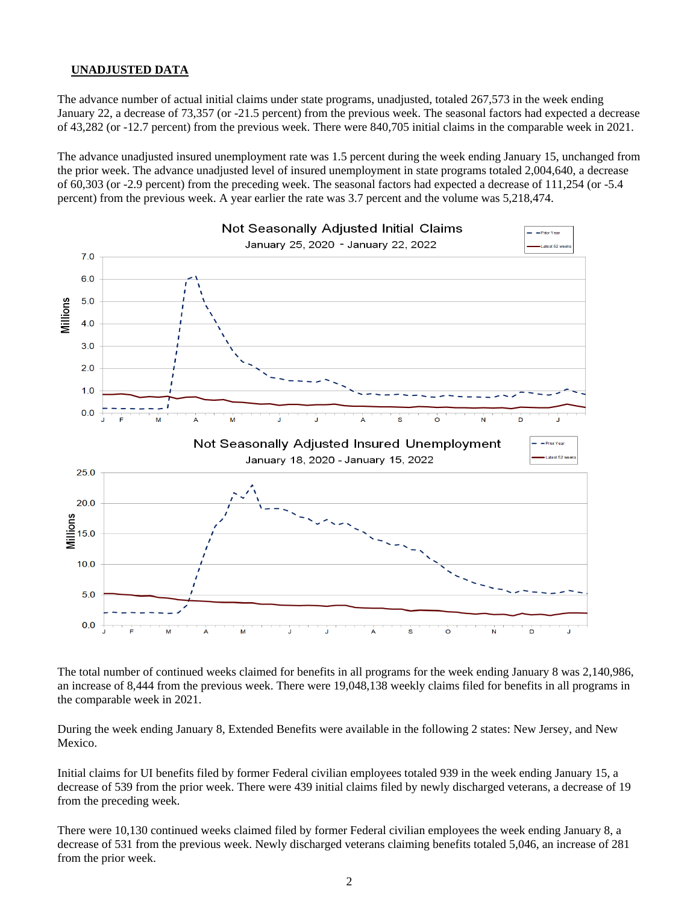## UNADJUSTED DATA

The advance number of actual initial claims under state programs, unadjusted, totaled 267,573 in the week ending January 22, a decrease of 73,357 (or -21.5 percent) from the previous week. The seasonal factors had expected a decrease of 43,282 (or -12.7 percent) from the previous week. There were 840,705 initial claims in the comparable week in 2021.

The advance unadjusted insured unemployment rate was 1.5 percent during the week ending January 15, unchanged from the prior week. The advance unadjusted level of insured unemployment in state programs totaled 2,004,640, a decrease of 60,303 (or -2.9 percent) from the preceding week. The seasonal factors had expected a decrease of 111,254 (or -5.4 percent) from the previous week. A year earlier the rate was 3.7 percent and the volume was 5,218,474.

Not Seasonally Adjusted Initial Claims
January 25, 2020 - January 22, 2022

Not Seasonally Adjusted Insured Unemployment
January 18, 2020 - January 15, 2022

The total number of continued weeks claimed for benefits in all programs for the week ending January 8 was 2,140,986, an increase of 8,444 from the previous week. There were 19,048,138 weekly claims filed for benefits in all programs in the comparable week in 2021.

During the week ending January 8, Extended Benefits were available in the following 2 states: New Jersey, and New Mexico.

Initial claims for UI benefits filed by former Federal civilian employees totaled 939 in the week ending January 15, a decrease of 539 from the prior week. There were 439 initial claims filed by newly discharged veterans, a decrease of 19 from the preceding week.

There were 10,130 continued weeks claimed filed by former Federal civilian employees the week ending January 8, a decrease of 531 from the previous week. Newly discharged veterans claiming benefits totaled 5,046, an increase of 281 from the prior week.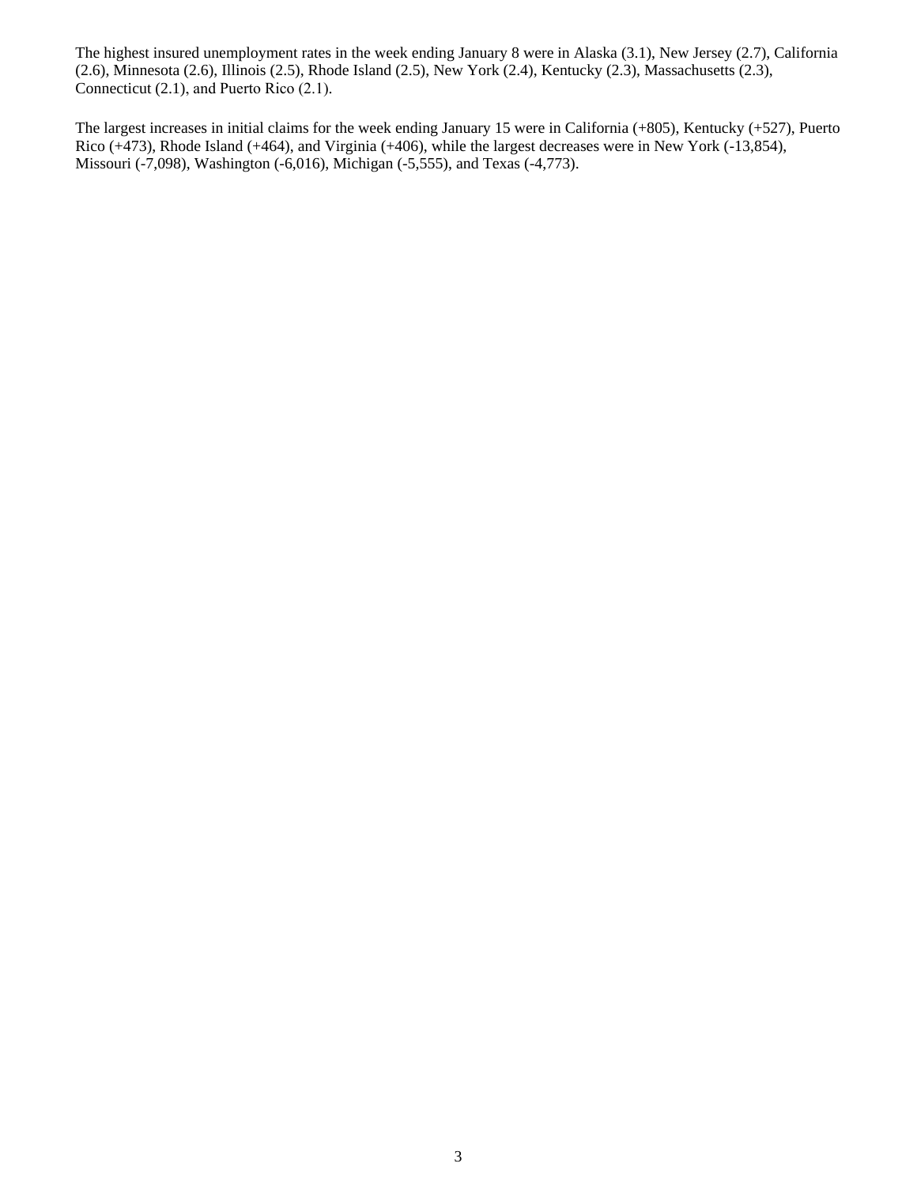The highest insured unemployment rates in the week ending January 8 were in Alaska (3.1), New Jersey (2.7), California (2.6), Minnesota (2.6), Illinois (2.5), Rhode Island (2.5), New York (2.4), Kentucky (2.3), Massachusetts (2.3), Connecticut (2.1), and Puerto Rico (2.1).

The largest increases in initial claims for the week ending January 15 were in California (+805), Kentucky (+527), Puerto Rico (+473), Rhode Island (+464), and Virginia (+406), while the largest decreases were in New York (-13,854), Missouri (-7,098), Washington (-6,016), Michigan (-5,555), and Texas (-4,773).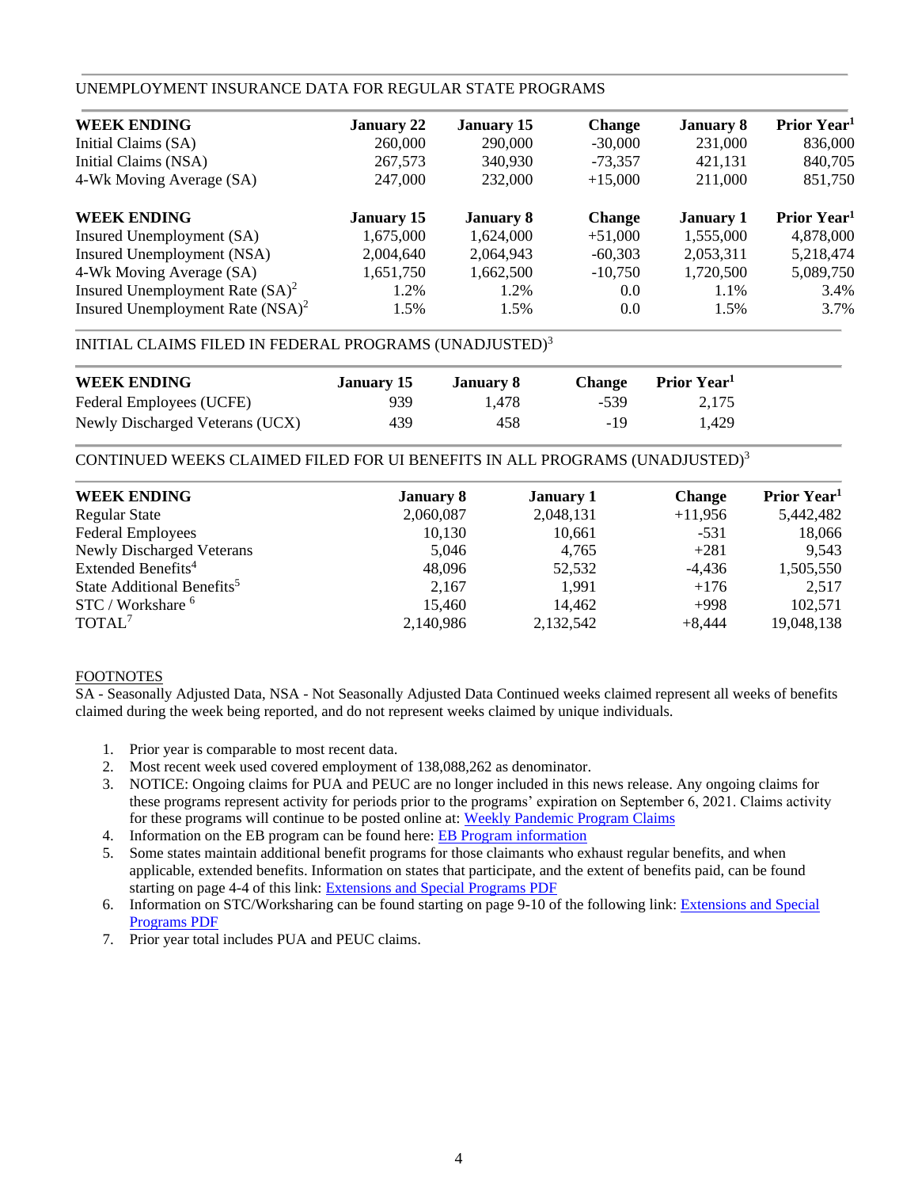UNEMPLOYMENT INSURANCE DATA FOR REGULAR STATE PROGRAMS

| WEEK ENDING | January 22 | January 15 | Change | January 8 | Prior Year[1] |
|---|---|---|---|---|---|
| Initial Claims (SA) | 260,000 | 290,000 | -30,000 | 231,000 | 836,000 |
| Initial Claims (NSA) | 267,573 | 340,930 | -73,357 | 421,131 | 840,705 |
| 4-Wk Moving Average (SA) | 247,000 | 232,000 | +15,000 | 211,000 | 851,750 |

| WEEK ENDING | January 15 | January 8 | Change | January 1 | Prior Year[1] |
|---|---|---|---|---|---|
| Insured Unemployment (SA) | 1,675,000 | 1,624,000 | +51,000 | 1,555,000 | 4,878,000 |
| Insured Unemployment (NSA) | 2,004,640 | 2,064,943 | -60,303 | 2,053,311 | 5,218,474 |
| 4-Wk Moving Average (SA) | 1,651,750 | 1,662,500 | -10,750 | 1,720,500 | 5,089,750 |
| Insured Unemployment Rate (SA)[2] | 1.2% | 1.2% | 0.0 | 1.1% | 3.4% |
| Insured Unemployment Rate (NSA)[2] | 1.5% | 1.5% | 0.0 | 1.5% | 3.7% |

INITIAL CLAIMS FILED IN FEDERAL PROGRAMS (UNADJUSTED)[3]

| WEEK ENDING | January 15 | January 8 | Change | Prior Year[1] |
|---|---|---|---|---|
| Federal Employees (UCFE) | 939 | 1,478 | -539 | 2,175 |
| Newly Discharged Veterans (UCX) | 439 | 458 | -19 | 1,429 |

CONTINUED WEEKS CLAIMED FILED FOR UI BENEFITS IN ALL PROGRAMS (UNADJUSTED)[3]

| WEEK ENDING | January 8 | January 1 | Change | Prior Year[1] |
|---|---|---|---|---|
| Regular State | 2,060,087 | 2,048,131 | +11,956 | 5,442,482 |
| Federal Employees | 10,130 | 10,661 | -531 | 18,066 |
| Newly Discharged Veterans | 5,046 | 4,765 | +281 | 9,543 |
| Extended Benefits[4] | 48,096 | 52,532 | -4,436 | 1,505,550 |
| State Additional Benefits[5] | 2,167 | 1,991 | +176 | 2,517 |
| STC / Workshare [6] | 15,460 | 14,462 | +998 | 102,571 |
| TOTAL[7] | 2,140,986 | 2,132,542 | +8,444 | 19,048,138 |

FOOTNOTES

SA - Seasonally Adjusted Data, NSA - Not Seasonally Adjusted Data Continued weeks claimed represent all weeks of benefits claimed during the week being reported, and do not represent weeks claimed by unique individuals.

1. Prior year is comparable to most recent data.
2. Most recent week used covered employment of 138,088,262 as denominator.
3. NOTICE: Ongoing claims for PUA and PEUC are no longer included in this news release. Any ongoing claims for these programs represent activity for periods prior to the programs' expiration on September 6, 2021. Claims activity for these programs will continue to be posted online at: Weekly Pandemic Program Claims
4. Information on the EB program can be found here: EB Program information
5. Some states maintain additional benefit programs for those claimants who exhaust regular benefits, and when applicable, extended benefits. Information on states that participate, and the extent of benefits paid, can be found starting on page 4-4 of this link: Extensions and Special Programs PDF
6. Information on STC/Worksharing can be found starting on page 9-10 of the following link: Extensions and Special Programs PDF
7. Prior year total includes PUA and PEUC claims.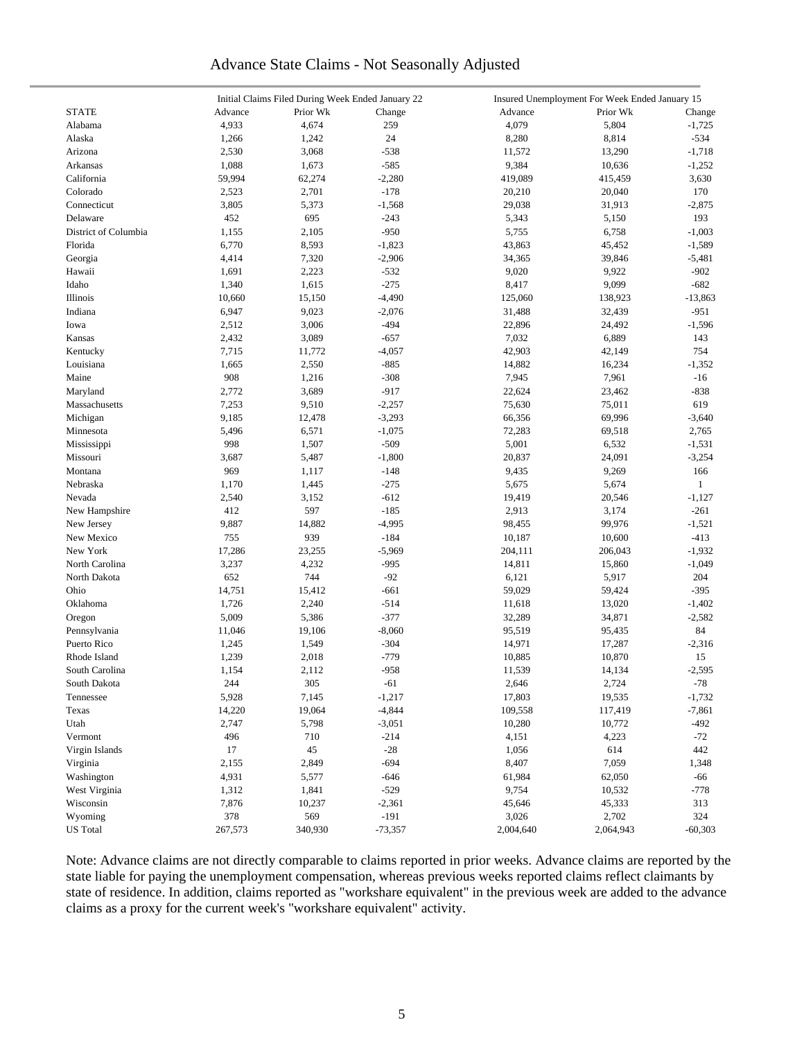# Advance State Claims - Not Seasonally Adjusted

| STATE | Initial Claims Filed During Week Ended January 22 | | | Insured Unemployment For Week Ended January 15 | | |
|---|---|---|---|---|---|---|
| | Advance | Prior Wk | Change | Advance | Prior Wk | Change |
| Alabama | 4,933 | 4,674 | 259 | 4,079 | 5,804 | -1,725 |
| Alaska | 1,266 | 1,242 | 24 | 8,280 | 8,814 | -534 |
| Arizona | 2,530 | 3,068 | -538 | 11,572 | 13,290 | -1,718 |
| Arkansas | 1,088 | 1,673 | -585 | 9,384 | 10,636 | -1,252 |
| California | 59,994 | 62,274 | -2,280 | 419,089 | 415,459 | 3,630 |
| Colorado | 2,523 | 2,701 | -178 | 20,210 | 20,040 | 170 |
| Connecticut | 3,805 | 5,373 | -1,568 | 29,038 | 31,913 | -2,875 |
| Delaware | 452 | 695 | -243 | 5,343 | 5,150 | 193 |
| District of Columbia | 1,155 | 2,105 | -950 | 5,755 | 6,758 | -1,003 |
| Florida | 6,770 | 8,593 | -1,823 | 43,863 | 45,452 | -1,589 |
| Georgia | 4,414 | 7,320 | -2,906 | 34,365 | 39,846 | -5,481 |
| Hawaii | 1,691 | 2,223 | -532 | 9,020 | 9,922 | -902 |
| Idaho | 1,340 | 1,615 | -275 | 8,417 | 9,099 | -682 |
| Illinois | 10,660 | 15,150 | -4,490 | 125,060 | 138,923 | -13,863 |
| Indiana | 6,947 | 9,023 | -2,076 | 31,488 | 32,439 | -951 |
| Iowa | 2,512 | 3,006 | -494 | 22,896 | 24,492 | -1,596 |
| Kansas | 2,432 | 3,089 | -657 | 7,032 | 6,889 | 143 |
| Kentucky | 7,715 | 11,772 | -4,057 | 42,903 | 42,149 | 754 |
| Louisiana | 1,665 | 2,550 | -885 | 14,882 | 16,234 | -1,352 |
| Maine | 908 | 1,216 | -308 | 7,945 | 7,961 | -16 |
| Maryland | 2,772 | 3,689 | -917 | 22,624 | 23,462 | -838 |
| Massachusetts | 7,253 | 9,510 | -2,257 | 75,630 | 75,011 | 619 |
| Michigan | 9,185 | 12,478 | -3,293 | 66,356 | 69,996 | -3,640 |
| Minnesota | 5,496 | 6,571 | -1,075 | 72,283 | 69,518 | 2,765 |
| Mississippi | 998 | 1,507 | -509 | 5,001 | 6,532 | -1,531 |
| Missouri | 3,687 | 5,487 | -1,800 | 20,837 | 24,091 | -3,254 |
| Montana | 969 | 1,117 | -148 | 9,435 | 9,269 | 166 |
| Nebraska | 1,170 | 1,445 | -275 | 5,675 | 5,674 | 1 |
| Nevada | 2,540 | 3,152 | -612 | 19,419 | 20,546 | -1,127 |
| New Hampshire | 412 | 597 | -185 | 2,913 | 3,174 | -261 |
| New Jersey | 9,887 | 14,882 | -4,995 | 98,455 | 99,976 | -1,521 |
| New Mexico | 755 | 939 | -184 | 10,187 | 10,600 | -413 |
| New York | 17,286 | 23,255 | -5,969 | 204,111 | 206,043 | -1,932 |
| North Carolina | 3,237 | 4,232 | -995 | 14,811 | 15,860 | -1,049 |
| North Dakota | 652 | 744 | -92 | 6,121 | 5,917 | 204 |
| Ohio | 14,751 | 15,412 | -661 | 59,029 | 59,424 | -395 |
| Oklahoma | 1,726 | 2,240 | -514 | 11,618 | 13,020 | -1,402 |
| Oregon | 5,009 | 5,386 | -377 | 32,289 | 34,871 | -2,582 |
| Pennsylvania | 11,046 | 19,106 | -8,060 | 95,519 | 95,435 | 84 |
| Puerto Rico | 1,245 | 1,549 | -304 | 14,971 | 17,287 | -2,316 |
| Rhode Island | 1,239 | 2,018 | -779 | 10,885 | 10,870 | 15 |
| South Carolina | 1,154 | 2,112 | -958 | 11,539 | 14,134 | -2,595 |
| South Dakota | 244 | 305 | -61 | 2,646 | 2,724 | -78 |
| Tennessee | 5,928 | 7,145 | -1,217 | 17,803 | 19,535 | -1,732 |
| Texas | 14,220 | 19,064 | -4,844 | 109,558 | 117,419 | -7,861 |
| Utah | 2,747 | 5,798 | -3,051 | 10,280 | 10,772 | -492 |
| Vermont | 496 | 710 | -214 | 4,151 | 4,223 | -72 |
| Virgin Islands | 17 | 45 | -28 | 1,056 | 614 | 442 |
| Virginia | 2,155 | 2,849 | -694 | 8,407 | 7,059 | 1,348 |
| Washington | 4,931 | 5,577 | -646 | 61,984 | 62,050 | -66 |
| West Virginia | 1,312 | 1,841 | -529 | 9,754 | 10,532 | -778 |
| Wisconsin | 7,876 | 10,237 | -2,361 | 45,646 | 45,333 | 313 |
| Wyoming | 378 | 569 | -191 | 3,026 | 2,702 | 324 |
| US Total | 267,573 | 340,930 | -73,357 | 2,004,640 | 2,064,943 | -60,303 |

Note: Advance claims are not directly comparable to claims reported in prior weeks. Advance claims are reported by the state liable for paying the unemployment compensation, whereas previous weeks reported claims reflect claimants by state of residence. In addition, claims reported as "workshare equivalent" in the previous week are added to the advance claims as a proxy for the current week's "workshare equivalent" activity.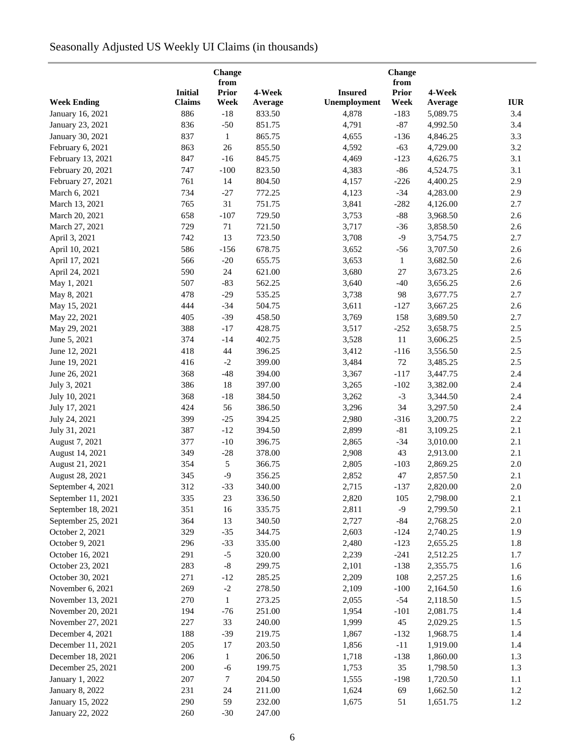# Seasonally Adjusted US Weekly UI Claims (in thousands)

| Week Ending | Initial Claims | Change from Prior Week | 4-Week Average | Insured Unemployment | Change from Prior Week | 4-Week Average | IUR |
|---|---|---|---|---|---|---|---|
| January 16, 2021 | 886 | -18 | 833.50 | 4,878 | -183 | 5,089.75 | 3.4 |
| January 23, 2021 | 836 | -50 | 851.75 | 4,791 | -87 | 4,992.50 | 3.4 |
| January 30, 2021 | 837 | 1 | 865.75 | 4,655 | -136 | 4,846.25 | 3.3 |
| February 6, 2021 | 863 | 26 | 855.50 | 4,592 | -63 | 4,729.00 | 3.2 |
| February 13, 2021 | 847 | -16 | 845.75 | 4,469 | -123 | 4,626.75 | 3.1 |
| February 20, 2021 | 747 | -100 | 823.50 | 4,383 | -86 | 4,524.75 | 3.1 |
| February 27, 2021 | 761 | 14 | 804.50 | 4,157 | -226 | 4,400.25 | 2.9 |
| March 6, 2021 | 734 | -27 | 772.25 | 4,123 | -34 | 4,283.00 | 2.9 |
| March 13, 2021 | 765 | 31 | 751.75 | 3,841 | -282 | 4,126.00 | 2.7 |
| March 20, 2021 | 658 | -107 | 729.50 | 3,753 | -88 | 3,968.50 | 2.6 |
| March 27, 2021 | 729 | 71 | 721.50 | 3,717 | -36 | 3,858.50 | 2.6 |
| April 3, 2021 | 742 | 13 | 723.50 | 3,708 | -9 | 3,754.75 | 2.7 |
| April 10, 2021 | 586 | -156 | 678.75 | 3,652 | -56 | 3,707.50 | 2.6 |
| April 17, 2021 | 566 | -20 | 655.75 | 3,653 | 1 | 3,682.50 | 2.6 |
| April 24, 2021 | 590 | 24 | 621.00 | 3,680 | 27 | 3,673.25 | 2.6 |
| May 1, 2021 | 507 | -83 | 562.25 | 3,640 | -40 | 3,656.25 | 2.6 |
| May 8, 2021 | 478 | -29 | 535.25 | 3,738 | 98 | 3,677.75 | 2.7 |
| May 15, 2021 | 444 | -34 | 504.75 | 3,611 | -127 | 3,667.25 | 2.6 |
| May 22, 2021 | 405 | -39 | 458.50 | 3,769 | 158 | 3,689.50 | 2.7 |
| May 29, 2021 | 388 | -17 | 428.75 | 3,517 | -252 | 3,658.75 | 2.5 |
| June 5, 2021 | 374 | -14 | 402.75 | 3,528 | 11 | 3,606.25 | 2.5 |
| June 12, 2021 | 418 | 44 | 396.25 | 3,412 | -116 | 3,556.50 | 2.5 |
| June 19, 2021 | 416 | -2 | 399.00 | 3,484 | 72 | 3,485.25 | 2.5 |
| June 26, 2021 | 368 | -48 | 394.00 | 3,367 | -117 | 3,447.75 | 2.4 |
| July 3, 2021 | 386 | 18 | 397.00 | 3,265 | -102 | 3,382.00 | 2.4 |
| July 10, 2021 | 368 | -18 | 384.50 | 3,262 | -3 | 3,344.50 | 2.4 |
| July 17, 2021 | 424 | 56 | 386.50 | 3,296 | 34 | 3,297.50 | 2.4 |
| July 24, 2021 | 399 | -25 | 394.25 | 2,980 | -316 | 3,200.75 | 2.2 |
| July 31, 2021 | 387 | -12 | 394.50 | 2,899 | -81 | 3,109.25 | 2.1 |
| August 7, 2021 | 377 | -10 | 396.75 | 2,865 | -34 | 3,010.00 | 2.1 |
| August 14, 2021 | 349 | -28 | 378.00 | 2,908 | 43 | 2,913.00 | 2.1 |
| August 21, 2021 | 354 | 5 | 366.75 | 2,805 | -103 | 2,869.25 | 2.0 |
| August 28, 2021 | 345 | -9 | 356.25 | 2,852 | 47 | 2,857.50 | 2.1 |
| September 4, 2021 | 312 | -33 | 340.00 | 2,715 | -137 | 2,820.00 | 2.0 |
| September 11, 2021 | 335 | 23 | 336.50 | 2,820 | 105 | 2,798.00 | 2.1 |
| September 18, 2021 | 351 | 16 | 335.75 | 2,811 | -9 | 2,799.50 | 2.1 |
| September 25, 2021 | 364 | 13 | 340.50 | 2,727 | -84 | 2,768.25 | 2.0 |
| October 2, 2021 | 329 | -35 | 344.75 | 2,603 | -124 | 2,740.25 | 1.9 |
| October 9, 2021 | 296 | -33 | 335.00 | 2,480 | -123 | 2,655.25 | 1.8 |
| October 16, 2021 | 291 | -5 | 320.00 | 2,239 | -241 | 2,512.25 | 1.7 |
| October 23, 2021 | 283 | -8 | 299.75 | 2,101 | -138 | 2,355.75 | 1.6 |
| October 30, 2021 | 271 | -12 | 285.25 | 2,209 | 108 | 2,257.25 | 1.6 |
| November 6, 2021 | 269 | -2 | 278.50 | 2,109 | -100 | 2,164.50 | 1.6 |
| November 13, 2021 | 270 | 1 | 273.25 | 2,055 | -54 | 2,118.50 | 1.5 |
| November 20, 2021 | 194 | -76 | 251.00 | 1,954 | -101 | 2,081.75 | 1.4 |
| November 27, 2021 | 227 | 33 | 240.00 | 1,999 | 45 | 2,029.25 | 1.5 |
| December 4, 2021 | 188 | -39 | 219.75 | 1,867 | -132 | 1,968.75 | 1.4 |
| December 11, 2021 | 205 | 17 | 203.50 | 1,856 | -11 | 1,919.00 | 1.4 |
| December 18, 2021 | 206 | 1 | 206.50 | 1,718 | -138 | 1,860.00 | 1.3 |
| December 25, 2021 | 200 | -6 | 199.75 | 1,753 | 35 | 1,798.50 | 1.3 |
| January 1, 2022 | 207 | 7 | 204.50 | 1,555 | -198 | 1,720.50 | 1.1 |
| January 8, 2022 | 231 | 24 | 211.00 | 1,624 | 69 | 1,662.50 | 1.2 |
| January 15, 2022 | 290 | 59 | 232.00 | 1,675 | 51 | 1,651.75 | 1.2 |
| January 22, 2022 | 260 | -30 | 247.00 | | | | |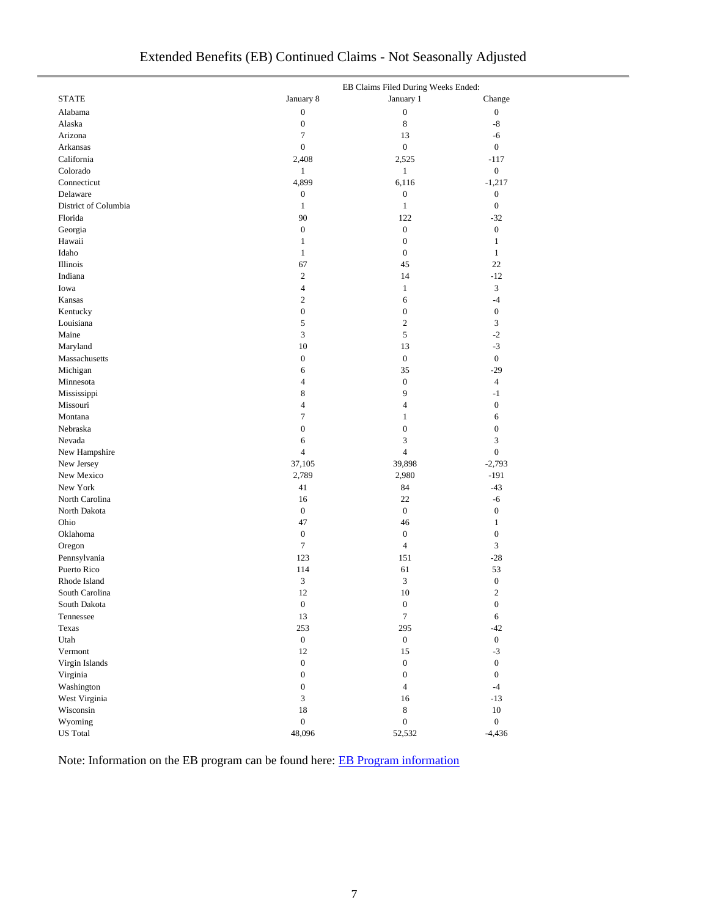# Extended Benefits (EB) Continued Claims - Not Seasonally Adjusted

| STATE | January 8 | January 1 | Change |
|---|---|---|---|
| | EB Claims Filed During Weeks Ended: | | |
| Alabama | 0 | 0 | 0 |
| Alaska | 0 | 8 | -8 |
| Arizona | 7 | 13 | -6 |
| Arkansas | 0 | 0 | 0 |
| California | 2,408 | 2,525 | -117 |
| Colorado | 1 | 1 | 0 |
| Connecticut | 4,899 | 6,116 | -1,217 |
| Delaware | 0 | 0 | 0 |
| District of Columbia | 1 | 1 | 0 |
| Florida | 90 | 122 | -32 |
| Georgia | 0 | 0 | 0 |
| Hawaii | 1 | 0 | 1 |
| Idaho | 1 | 0 | 1 |
| Illinois | 67 | 45 | 22 |
| Indiana | 2 | 14 | -12 |
| Iowa | 4 | 1 | 3 |
| Kansas | 2 | 6 | -4 |
| Kentucky | 0 | 0 | 0 |
| Louisiana | 5 | 2 | 3 |
| Maine | 3 | 5 | -2 |
| Maryland | 10 | 13 | -3 |
| Massachusetts | 0 | 0 | 0 |
| Michigan | 6 | 35 | -29 |
| Minnesota | 4 | 0 | 4 |
| Mississippi | 8 | 9 | -1 |
| Missouri | 4 | 4 | 0 |
| Montana | 7 | 1 | 6 |
| Nebraska | 0 | 0 | 0 |
| Nevada | 6 | 3 | 3 |
| New Hampshire | 4 | 4 | 0 |
| New Jersey | 37,105 | 39,898 | -2,793 |
| New Mexico | 2,789 | 2,980 | -191 |
| New York | 41 | 84 | -43 |
| North Carolina | 16 | 22 | -6 |
| North Dakota | 0 | 0 | 0 |
| Ohio | 47 | 46 | 1 |
| Oklahoma | 0 | 0 | 0 |
| Oregon | 7 | 4 | 3 |
| Pennsylvania | 123 | 151 | -28 |
| Puerto Rico | 114 | 61 | 53 |
| Rhode Island | 3 | 3 | 0 |
| South Carolina | 12 | 10 | 2 |
| South Dakota | 0 | 0 | 0 |
| Tennessee | 13 | 7 | 6 |
| Texas | 253 | 295 | -42 |
| Utah | 0 | 0 | 0 |
| Vermont | 12 | 15 | -3 |
| Virgin Islands | 0 | 0 | 0 |
| Virginia | 0 | 0 | 0 |
| Washington | 0 | 4 | -4 |
| West Virginia | 3 | 16 | -13 |
| Wisconsin | 18 | 8 | 10 |
| Wyoming | 0 | 0 | 0 |
| US Total | 48,096 | 52,532 | -4,436 |

Note: Information on the EB program can be found here: EB Program information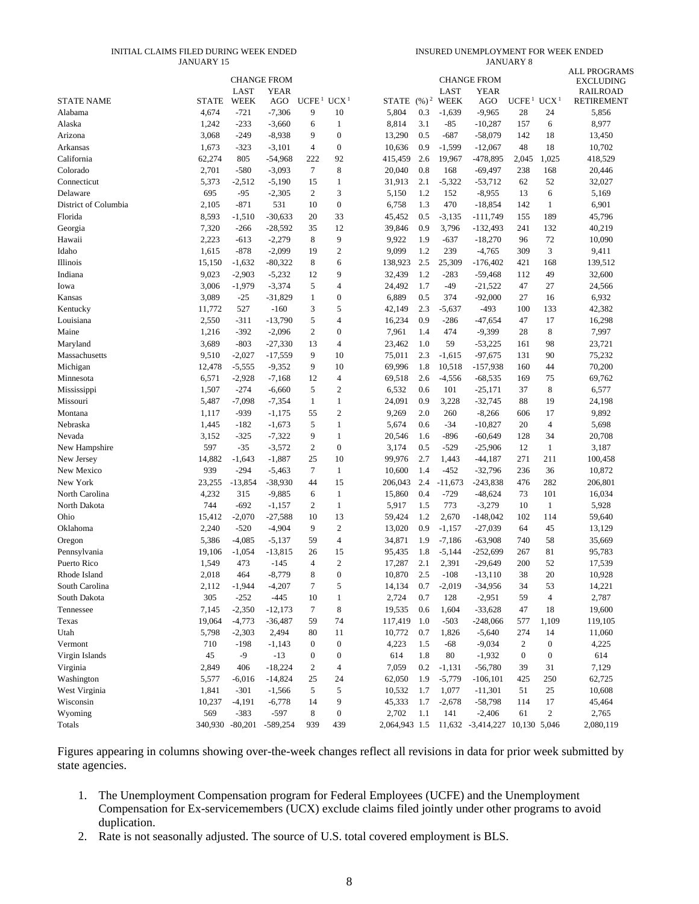| STATE NAME | INITIAL CLAIMS FILED DURING WEEK ENDED JANUARY 15 STATE | CHANGE FROM LAST WEEK | CHANGE FROM YEAR AGO | UCFE [1] | UCX [1] | INSURED UNEMPLOYMENT FOR WEEK ENDED JANUARY 8 STATE | (%) [2] | CHANGE FROM LAST WEEK | CHANGE FROM YEAR AGO | UCFE [1] | UCX [1] | ALL PROGRAMS EXCLUDING RAILROAD RETIREMENT |
|---|---|---|---|---|---|---|---|---|---|---|---|---|
| Alabama | 4,674 | -721 | -7,306 | 9 | 10 | 5,804 | 0.3 | -1,639 | -9,965 | 28 | 24 | 5,856 |
| Alaska | 1,242 | -233 | -3,660 | 6 | 1 | 8,814 | 3.1 | -85 | -10,287 | 157 | 6 | 8,977 |
| Arizona | 3,068 | -249 | -8,938 | 9 | 0 | 13,290 | 0.5 | -687 | -58,079 | 142 | 18 | 13,450 |
| Arkansas | 1,673 | -323 | -3,101 | 4 | 0 | 10,636 | 0.9 | -1,599 | -12,067 | 48 | 18 | 10,702 |
| California | 62,274 | 805 | -54,968 | 222 | 92 | 415,459 | 2.6 | 19,967 | -478,895 | 2,045 | 1,025 | 418,529 |
| Colorado | 2,701 | -580 | -3,093 | 7 | 8 | 20,040 | 0.8 | 168 | -69,497 | 238 | 168 | 20,446 |
| Connecticut | 5,373 | -2,512 | -5,190 | 15 | 1 | 31,913 | 2.1 | -5,322 | -53,712 | 62 | 52 | 32,027 |
| Delaware | 695 | -95 | -2,305 | 2 | 3 | 5,150 | 1.2 | 152 | -8,955 | 13 | 6 | 5,169 |
| District of Columbia | 2,105 | -871 | 531 | 10 | 0 | 6,758 | 1.3 | 470 | -18,854 | 142 | 1 | 6,901 |
| Florida | 8,593 | -1,510 | -30,633 | 20 | 33 | 45,452 | 0.5 | -3,135 | -111,749 | 155 | 189 | 45,796 |
| Georgia | 7,320 | -266 | -28,592 | 35 | 12 | 39,846 | 0.9 | 3,796 | -132,493 | 241 | 132 | 40,219 |
| Hawaii | 2,223 | -613 | -2,279 | 8 | 9 | 9,922 | 1.9 | -637 | -18,270 | 96 | 72 | 10,090 |
| Idaho | 1,615 | -878 | -2,099 | 19 | 2 | 9,099 | 1.2 | 239 | -4,765 | 309 | 3 | 9,411 |
| Illinois | 15,150 | -1,632 | -80,322 | 8 | 6 | 138,923 | 2.5 | 25,309 | -176,402 | 421 | 168 | 139,512 |
| Indiana | 9,023 | -2,903 | -5,232 | 12 | 9 | 32,439 | 1.2 | -283 | -59,468 | 112 | 49 | 32,600 |
| Iowa | 3,006 | -1,979 | -3,374 | 5 | 4 | 24,492 | 1.7 | -49 | -21,522 | 47 | 27 | 24,566 |
| Kansas | 3,089 | -25 | -31,829 | 1 | 0 | 6,889 | 0.5 | 374 | -92,000 | 27 | 16 | 6,932 |
| Kentucky | 11,772 | 527 | -160 | 3 | 5 | 42,149 | 2.3 | -5,637 | -493 | 100 | 133 | 42,382 |
| Louisiana | 2,550 | -311 | -13,790 | 5 | 4 | 16,234 | 0.9 | -286 | -47,654 | 47 | 17 | 16,298 |
| Maine | 1,216 | -392 | -2,096 | 2 | 0 | 7,961 | 1.4 | 474 | -9,399 | 28 | 8 | 7,997 |
| Maryland | 3,689 | -803 | -27,330 | 13 | 4 | 23,462 | 1.0 | 59 | -53,225 | 161 | 98 | 23,721 |
| Massachusetts | 9,510 | -2,027 | -17,559 | 9 | 10 | 75,011 | 2.3 | -1,615 | -97,675 | 131 | 90 | 75,232 |
| Michigan | 12,478 | -5,555 | -9,352 | 9 | 10 | 69,996 | 1.8 | 10,518 | -157,938 | 160 | 44 | 70,200 |
| Minnesota | 6,571 | -2,928 | -7,168 | 12 | 4 | 69,518 | 2.6 | -4,556 | -68,535 | 169 | 75 | 69,762 |
| Mississippi | 1,507 | -274 | -6,660 | 5 | 2 | 6,532 | 0.6 | 101 | -25,171 | 37 | 8 | 6,577 |
| Missouri | 5,487 | -7,098 | -7,354 | 1 | 1 | 24,091 | 0.9 | 3,228 | -32,745 | 88 | 19 | 24,198 |
| Montana | 1,117 | -939 | -1,175 | 55 | 2 | 9,269 | 2.0 | 260 | -8,266 | 606 | 17 | 9,892 |
| Nebraska | 1,445 | -182 | -1,673 | 5 | 1 | 5,674 | 0.6 | -34 | -10,827 | 20 | 4 | 5,698 |
| Nevada | 3,152 | -325 | -7,322 | 9 | 1 | 20,546 | 1.6 | -896 | -60,649 | 128 | 34 | 20,708 |
| New Hampshire | 597 | -35 | -3,572 | 2 | 0 | 3,174 | 0.5 | -529 | -25,906 | 12 | 1 | 3,187 |
| New Jersey | 14,882 | -1,643 | -1,887 | 25 | 10 | 99,976 | 2.7 | 1,443 | -44,187 | 271 | 211 | 100,458 |
| New Mexico | 939 | -294 | -5,463 | 7 | 1 | 10,600 | 1.4 | -452 | -32,796 | 236 | 36 | 10,872 |
| New York | 23,255 | -13,854 | -38,930 | 44 | 15 | 206,043 | 2.4 | -11,673 | -243,838 | 476 | 282 | 206,801 |
| North Carolina | 4,232 | 315 | -9,885 | 6 | 1 | 15,860 | 0.4 | -729 | -48,624 | 73 | 101 | 16,034 |
| North Dakota | 744 | -692 | -1,157 | 2 | 1 | 5,917 | 1.5 | 773 | -3,279 | 10 | 1 | 5,928 |
| Ohio | 15,412 | -2,070 | -27,588 | 10 | 13 | 59,424 | 1.2 | 2,670 | -148,042 | 102 | 114 | 59,640 |
| Oklahoma | 2,240 | -520 | -4,904 | 9 | 2 | 13,020 | 0.9 | -1,157 | -27,039 | 64 | 45 | 13,129 |
| Oregon | 5,386 | -4,085 | -5,137 | 59 | 4 | 34,871 | 1.9 | -7,186 | -63,908 | 740 | 58 | 35,669 |
| Pennsylvania | 19,106 | -1,054 | -13,815 | 26 | 15 | 95,435 | 1.8 | -5,144 | -252,699 | 267 | 81 | 95,783 |
| Puerto Rico | 1,549 | 473 | -145 | 4 | 2 | 17,287 | 2.1 | 2,391 | -29,649 | 200 | 52 | 17,539 |
| Rhode Island | 2,018 | 464 | -8,779 | 8 | 0 | 10,870 | 2.5 | -108 | -13,110 | 38 | 20 | 10,928 |
| South Carolina | 2,112 | -1,944 | -4,207 | 7 | 5 | 14,134 | 0.7 | -2,019 | -34,956 | 34 | 53 | 14,221 |
| South Dakota | 305 | -252 | -445 | 10 | 1 | 2,724 | 0.7 | 128 | -2,951 | 59 | 4 | 2,787 |
| Tennessee | 7,145 | -2,350 | -12,173 | 7 | 8 | 19,535 | 0.6 | 1,604 | -33,628 | 47 | 18 | 19,600 |
| Texas | 19,064 | -4,773 | -36,487 | 59 | 74 | 117,419 | 1.0 | -503 | -248,066 | 577 | 1,109 | 119,105 |
| Utah | 5,798 | -2,303 | 2,494 | 80 | 11 | 10,772 | 0.7 | 1,826 | -5,640 | 274 | 14 | 11,060 |
| Vermont | 710 | -198 | -1,143 | 0 | 0 | 4,223 | 1.5 | -68 | -9,034 | 2 | 0 | 4,225 |
| Virgin Islands | 45 | -9 | -13 | 0 | 0 | 614 | 1.8 | 80 | -1,932 | 0 | 0 | 614 |
| Virginia | 2,849 | 406 | -18,224 | 2 | 4 | 7,059 | 0.2 | -1,131 | -56,780 | 39 | 31 | 7,129 |
| Washington | 5,577 | -6,016 | -14,824 | 25 | 24 | 62,050 | 1.9 | -5,779 | -106,101 | 425 | 250 | 62,725 |
| West Virginia | 1,841 | -301 | -1,566 | 5 | 5 | 10,532 | 1.7 | 1,077 | -11,301 | 51 | 25 | 10,608 |
| Wisconsin | 10,237 | -4,191 | -6,778 | 14 | 9 | 45,333 | 1.7 | -2,678 | -58,798 | 114 | 17 | 45,464 |
| Wyoming | 569 | -383 | -597 | 8 | 0 | 2,702 | 1.1 | 141 | -2,406 | 61 | 2 | 2,765 |
| Totals | 340,930 | -80,201 | -589,254 | 939 | 439 | 2,064,943 | 1.5 | 11,632 | -3,414,227 | 10,130 | 5,046 | 2,080,119 |

Figures appearing in columns showing over-the-week changes reflect all revisions in data for prior week submitted by state agencies.

1. The Unemployment Compensation program for Federal Employees (UCFE) and the Unemployment Compensation for Ex-servicemembers (UCX) exclude claims filed jointly under other programs to avoid duplication.
2. Rate is not seasonally adjusted. The source of U.S. total covered employment is BLS.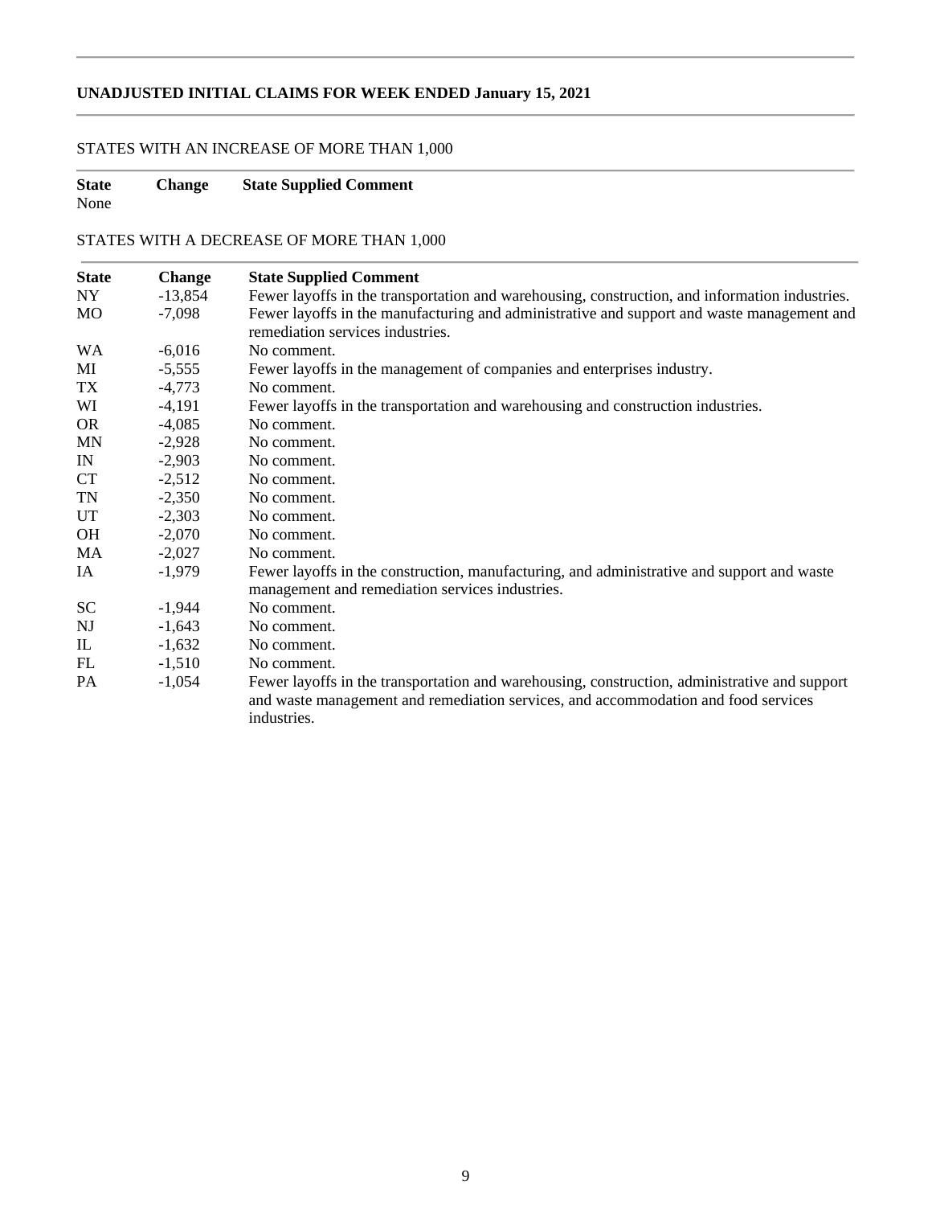## UNADJUSTED INITIAL CLAIMS FOR WEEK ENDED January 15, 2021

STATES WITH AN INCREASE OF MORE THAN 1,000

| State | Change | State Supplied Comment |
|---|---|---|
| None | | |

STATES WITH A DECREASE OF MORE THAN 1,000

| State | Change | State Supplied Comment |
|---|---|---|
| NY | -13,854 | Fewer layoffs in the transportation and warehousing, construction, and information industries. |
| MO | -7,098 | Fewer layoffs in the manufacturing and administrative and support and waste management and remediation services industries. |
| WA | -6,016 | No comment. |
| MI | -5,555 | Fewer layoffs in the management of companies and enterprises industry. |
| TX | -4,773 | No comment. |
| WI | -4,191 | Fewer layoffs in the transportation and warehousing and construction industries. |
| OR | -4,085 | No comment. |
| MN | -2,928 | No comment. |
| IN | -2,903 | No comment. |
| CT | -2,512 | No comment. |
| TN | -2,350 | No comment. |
| UT | -2,303 | No comment. |
| OH | -2,070 | No comment. |
| MA | -2,027 | No comment. |
| IA | -1,979 | Fewer layoffs in the construction, manufacturing, and administrative and support and waste management and remediation services industries. |
| SC | -1,944 | No comment. |
| NJ | -1,643 | No comment. |
| IL | -1,632 | No comment. |
| FL | -1,510 | No comment. |
| PA | -1,054 | Fewer layoffs in the transportation and warehousing, construction, administrative and support and waste management and remediation services, and accommodation and food services industries. |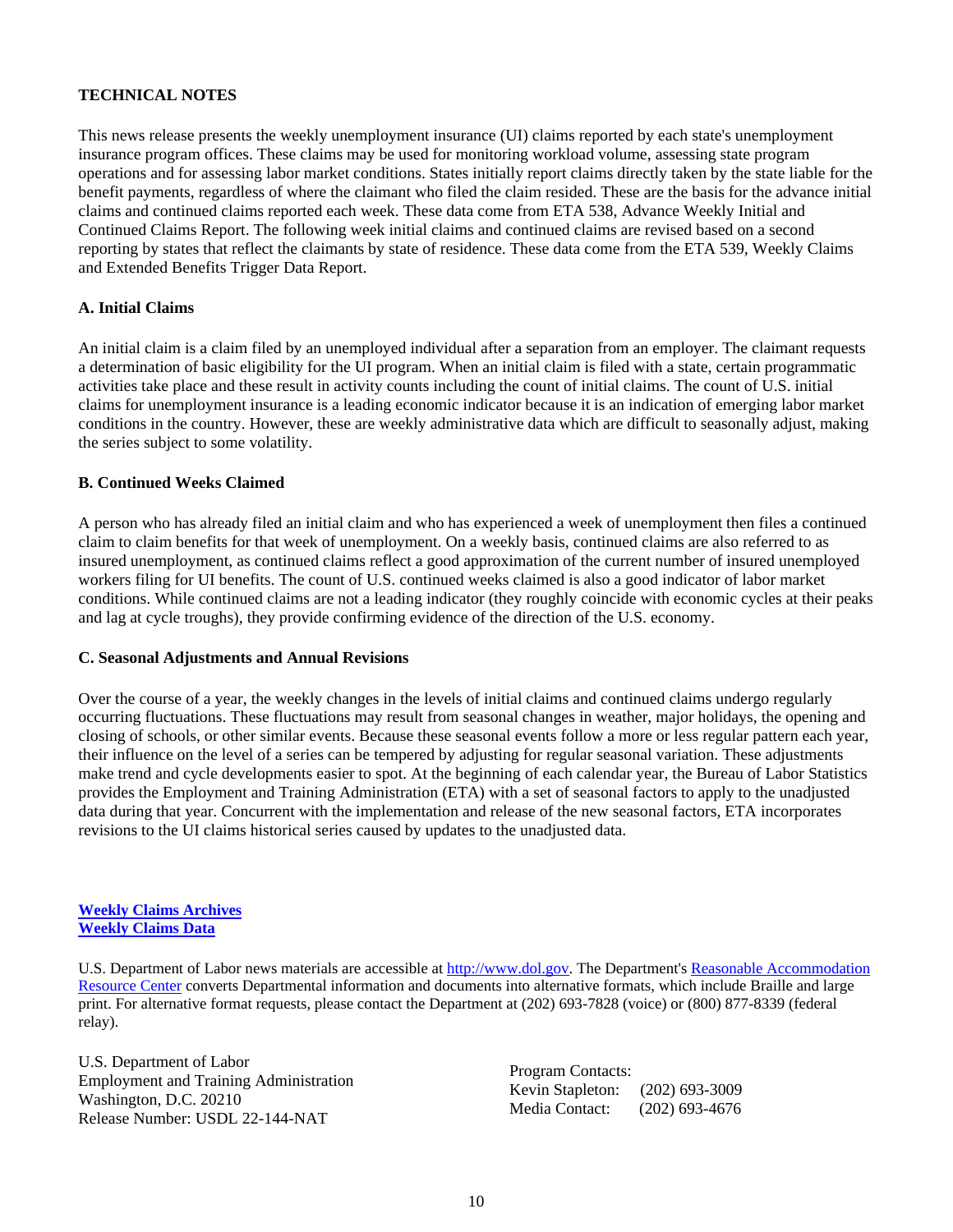## TECHNICAL NOTES

This news release presents the weekly unemployment insurance (UI) claims reported by each state's unemployment insurance program offices. These claims may be used for monitoring workload volume, assessing state program operations and for assessing labor market conditions. States initially report claims directly taken by the state liable for the benefit payments, regardless of where the claimant who filed the claim resided. These are the basis for the advance initial claims and continued claims reported each week. These data come from ETA 538, Advance Weekly Initial and Continued Claims Report. The following week initial claims and continued claims are revised based on a second reporting by states that reflect the claimants by state of residence. These data come from the ETA 539, Weekly Claims and Extended Benefits Trigger Data Report.

### A. Initial Claims

An initial claim is a claim filed by an unemployed individual after a separation from an employer. The claimant requests a determination of basic eligibility for the UI program. When an initial claim is filed with a state, certain programmatic activities take place and these result in activity counts including the count of initial claims. The count of U.S. initial claims for unemployment insurance is a leading economic indicator because it is an indication of emerging labor market conditions in the country. However, these are weekly administrative data which are difficult to seasonally adjust, making the series subject to some volatility.

### B. Continued Weeks Claimed

A person who has already filed an initial claim and who has experienced a week of unemployment then files a continued claim to claim benefits for that week of unemployment. On a weekly basis, continued claims are also referred to as insured unemployment, as continued claims reflect a good approximation of the current number of insured unemployed workers filing for UI benefits. The count of U.S. continued weeks claimed is also a good indicator of labor market conditions. While continued claims are not a leading indicator (they roughly coincide with economic cycles at their peaks and lag at cycle troughs), they provide confirming evidence of the direction of the U.S. economy.

### C. Seasonal Adjustments and Annual Revisions

Over the course of a year, the weekly changes in the levels of initial claims and continued claims undergo regularly occurring fluctuations. These fluctuations may result from seasonal changes in weather, major holidays, the opening and closing of schools, or other similar events. Because these seasonal events follow a more or less regular pattern each year, their influence on the level of a series can be tempered by adjusting for regular seasonal variation. These adjustments make trend and cycle developments easier to spot. At the beginning of each calendar year, the Bureau of Labor Statistics provides the Employment and Training Administration (ETA) with a set of seasonal factors to apply to the unadjusted data during that year. Concurrent with the implementation and release of the new seasonal factors, ETA incorporates revisions to the UI claims historical series caused by updates to the unadjusted data.

**Weekly Claims Archives**
**Weekly Claims Data**

U.S. Department of Labor news materials are accessible at http://www.dol.gov. The Department's Reasonable Accommodation Resource Center converts Departmental information and documents into alternative formats, which include Braille and large print. For alternative format requests, please contact the Department at (202) 693-7828 (voice) or (800) 877-8339 (federal relay).

U.S. Department of Labor
Employment and Training Administration
Washington, D.C. 20210
Release Number: USDL 22-144-NAT

Program Contacts:
Kevin Stapleton: (202) 693-3009
Media Contact: (202) 693-4676